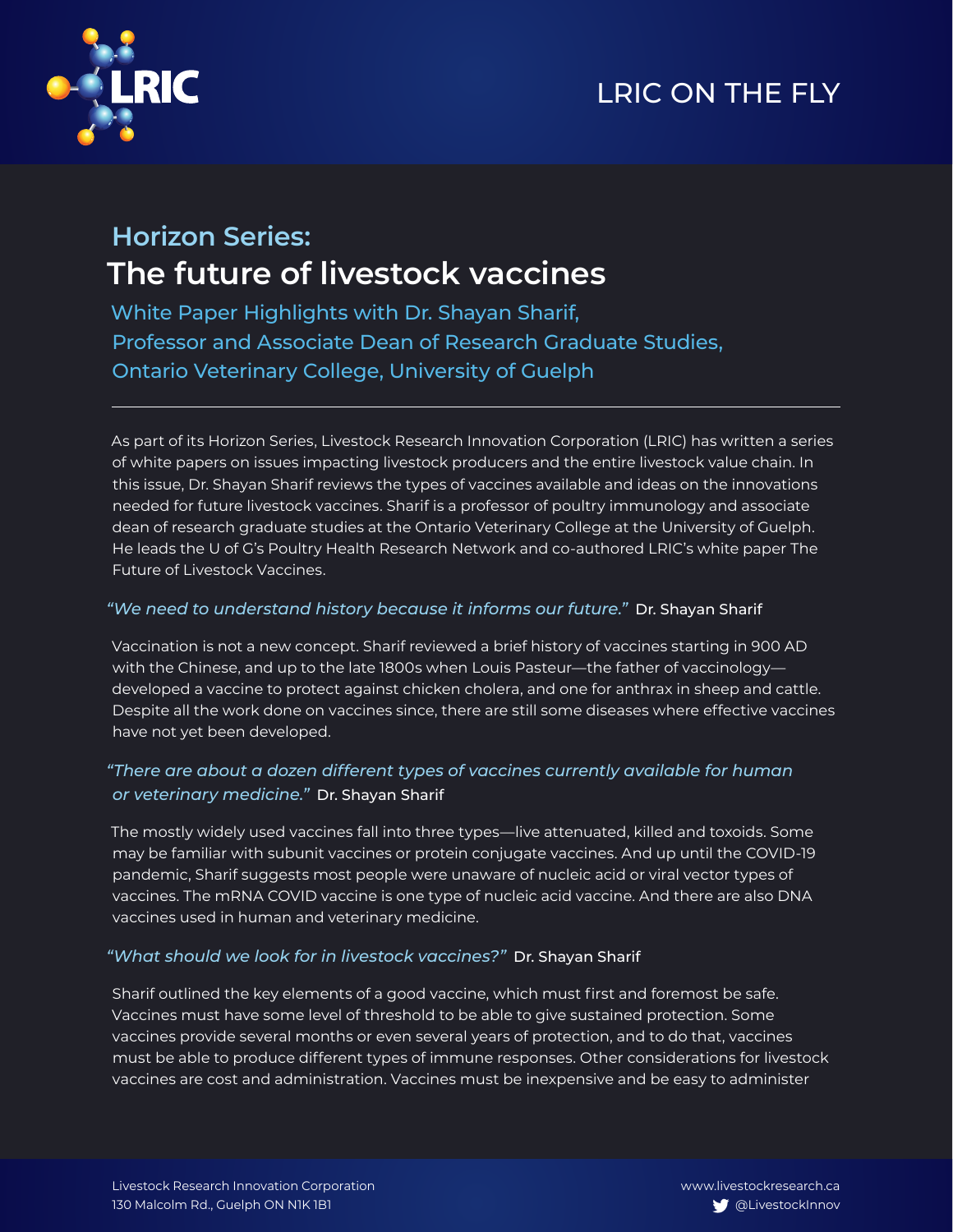LRIC ON THE FLY

## Horizon Series:

# The future of livestock vaccines

### White Paper Highlights with Dr. Shayan Sharif, Professor and Associate Dean of Research Graduate Studies, Ontario Veterinary College, University of Guelph

---

As part of its Horizon Series, Livestock Research Innovation Corporation (LRIC) has written a series of white papers on issues impacting livestock producers and the entire livestock value chain. In this issue, Dr. Shayan Sharif reviews the types of vaccines available and ideas on the innovations needed for future livestock vaccines. Sharif is a professor of poultry immunology and associate dean of research graduate studies at the Ontario Veterinary College at the University of Guelph. He leads the U of G's Poultry Health Research Network and co-authored LRIC's white paper The Future of Livestock Vaccines.

*"We need to understand history because it informs our future."* Dr. Shayan Sharif

Vaccination is not a new concept. Sharif reviewed a brief history of vaccines starting in 900 AD with the Chinese, and up to the late 1800s when Louis Pasteur—the father of vaccinology—developed a vaccine to protect against chicken cholera, and one for anthrax in sheep and cattle. Despite all the work done on vaccines since, there are still some diseases where effective vaccines have not yet been developed.

*"There are about a dozen different types of vaccines currently available for human or veterinary medicine."* Dr. Shayan Sharif

The mostly widely used vaccines fall into three types—live attenuated, killed and toxoids. Some may be familiar with subunit vaccines or protein conjugate vaccines. And up until the COVID-19 pandemic, Sharif suggests most people were unaware of nucleic acid or viral vector types of vaccines. The mRNA COVID vaccine is one type of nucleic acid vaccine. And there are also DNA vaccines used in human and veterinary medicine.

*"What should we look for in livestock vaccines?"* Dr. Shayan Sharif

Sharif outlined the key elements of a good vaccine, which must first and foremost be safe. Vaccines must have some level of threshold to be able to give sustained protection. Some vaccines provide several months or even several years of protection, and to do that, vaccines must be able to produce different types of immune responses. Other considerations for livestock vaccines are cost and administration. Vaccines must be inexpensive and be easy to administer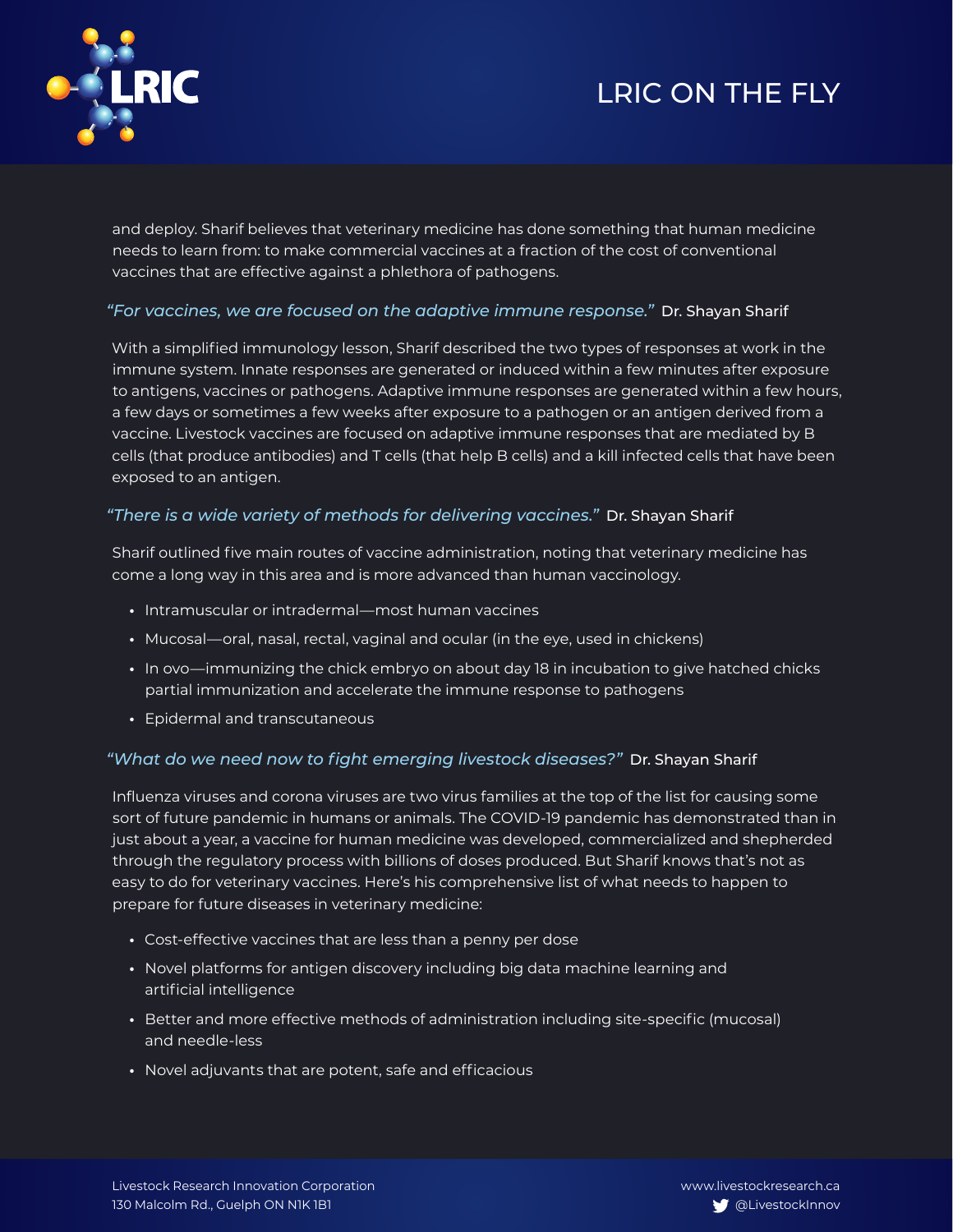and deploy. Sharif believes that veterinary medicine has done something that human medicine needs to learn from: to make commercial vaccines at a fraction of the cost of conventional vaccines that are effective against a phlethora of pathogens.

### *"For vaccines, we are focused on the adaptive immune response."* Dr. Shayan Sharif

With a simplified immunology lesson, Sharif described the two types of responses at work in the immune system. Innate responses are generated or induced within a few minutes after exposure to antigens, vaccines or pathogens. Adaptive immune responses are generated within a few hours, a few days or sometimes a few weeks after exposure to a pathogen or an antigen derived from a vaccine. Livestock vaccines are focused on adaptive immune responses that are mediated by B cells (that produce antibodies) and T cells (that help B cells) and a kill infected cells that have been exposed to an antigen.

### *"There is a wide variety of methods for delivering vaccines."* Dr. Shayan Sharif

Sharif outlined five main routes of vaccine administration, noting that veterinary medicine has come a long way in this area and is more advanced than human vaccinology.

- Intramuscular or intradermal—most human vaccines
- Mucosal—oral, nasal, rectal, vaginal and ocular (in the eye, used in chickens)
- In ovo—immunizing the chick embryo on about day 18 in incubation to give hatched chicks partial immunization and accelerate the immune response to pathogens
- Epidermal and transcutaneous

### *"What do we need now to fight emerging livestock diseases?"* Dr. Shayan Sharif

Influenza viruses and corona viruses are two virus families at the top of the list for causing some sort of future pandemic in humans or animals. The COVID-19 pandemic has demonstrated than in just about a year, a vaccine for human medicine was developed, commercialized and shepherded through the regulatory process with billions of doses produced. But Sharif knows that's not as easy to do for veterinary vaccines. Here's his comprehensive list of what needs to happen to prepare for future diseases in veterinary medicine:

- Cost-effective vaccines that are less than a penny per dose
- Novel platforms for antigen discovery including big data machine learning and artificial intelligence
- Better and more effective methods of administration including site-specific (mucosal) and needle-less
- Novel adjuvants that are potent, safe and efficacious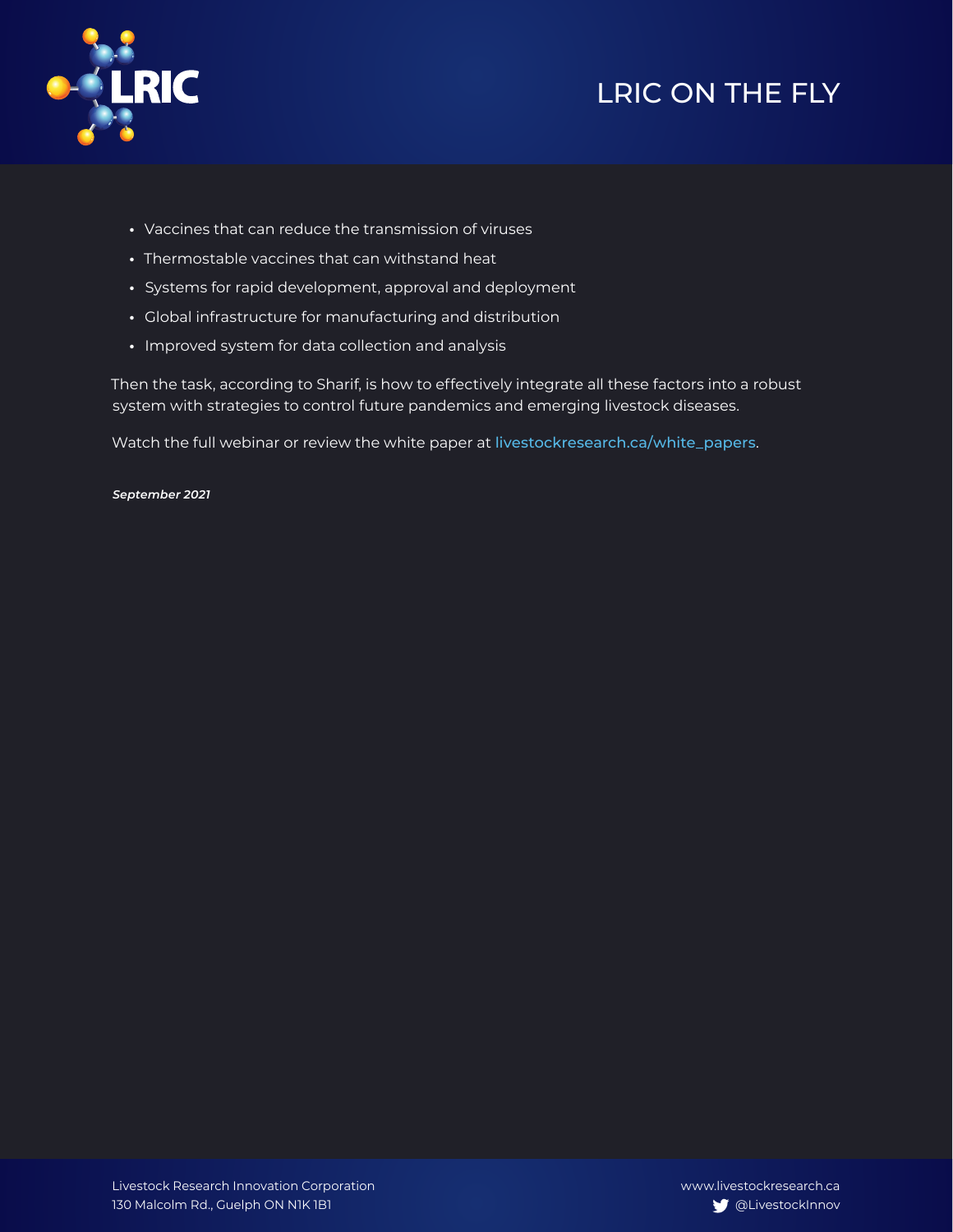- Vaccines that can reduce the transmission of viruses
- Thermostable vaccines that can withstand heat
- Systems for rapid development, approval and deployment
- Global infrastructure for manufacturing and distribution
- Improved system for data collection and analysis

Then the task, according to Sharif, is how to effectively integrate all these factors into a robust system with strategies to control future pandemics and emerging livestock diseases.

Watch the full webinar or review the white paper at livestockresearch.ca/white_papers.

***September 2021***